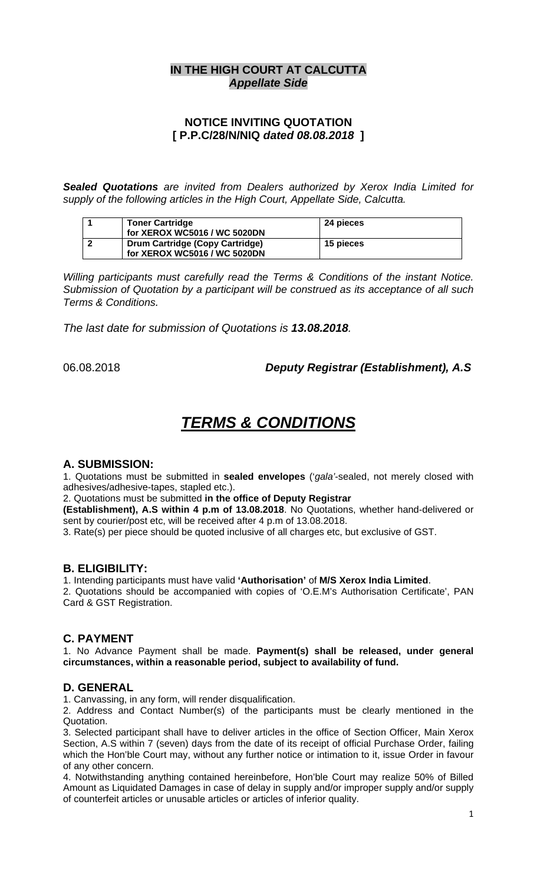**IN THE HIGH COURT AT CALCUTTA**
***Appellate Side***

**NOTICE INVITING QUOTATION**
**[ P.P.C/28/N/NIQ *dated 08.08.2018* ]**

***Sealed Quotations** are invited from Dealers authorized by Xerox India Limited for supply of the following articles in the High Court, Appellate Side, Calcutta.*

| | | |
|---|---|---|
| **1** | **Toner Cartridge for XEROX WC5016 / WC 5020DN** | **24 pieces** |
| **2** | **Drum Cartridge (Copy Cartridge) for XEROX WC5016 / WC 5020DN** | **15 pieces** |

*Willing participants must carefully read the Terms & Conditions of the instant Notice. Submission of Quotation by a participant will be construed as its acceptance of all such Terms & Conditions.*

*The last date for submission of Quotations is **13.08.2018**.*

06.08.2018 ***Deputy Registrar (Establishment), A.S***

# ***TERMS & CONDITIONS***

## A. SUBMISSION:

1. Quotations must be submitted in **sealed envelopes** ('*gala'*-sealed, not merely closed with adhesives/adhesive-tapes, stapled etc.).
2. Quotations must be submitted **in the office of Deputy Registrar (Establishment), A.S within 4 p.m of 13.08.2018**. No Quotations, whether hand-delivered or sent by courier/post etc, will be received after 4 p.m of 13.08.2018.
3. Rate(s) per piece should be quoted inclusive of all charges etc, but exclusive of GST.

## B. ELIGIBILITY:

1. Intending participants must have valid **'Authorisation'** of **M/S Xerox India Limited**.
2. Quotations should be accompanied with copies of 'O.E.M's Authorisation Certificate', PAN Card & GST Registration.

## C. PAYMENT

1. No Advance Payment shall be made. **Payment(s) shall be released, under general circumstances, within a reasonable period, subject to availability of fund.**

## D. GENERAL

1. Canvassing, in any form, will render disqualification.
2. Address and Contact Number(s) of the participants must be clearly mentioned in the Quotation.
3. Selected participant shall have to deliver articles in the office of Section Officer, Main Xerox Section, A.S within 7 (seven) days from the date of its receipt of official Purchase Order, failing which the Hon'ble Court may, without any further notice or intimation to it, issue Order in favour of any other concern.
4. Notwithstanding anything contained hereinbefore, Hon'ble Court may realize 50% of Billed Amount as Liquidated Damages in case of delay in supply and/or improper supply and/or supply of counterfeit articles or unusable articles or articles of inferior quality.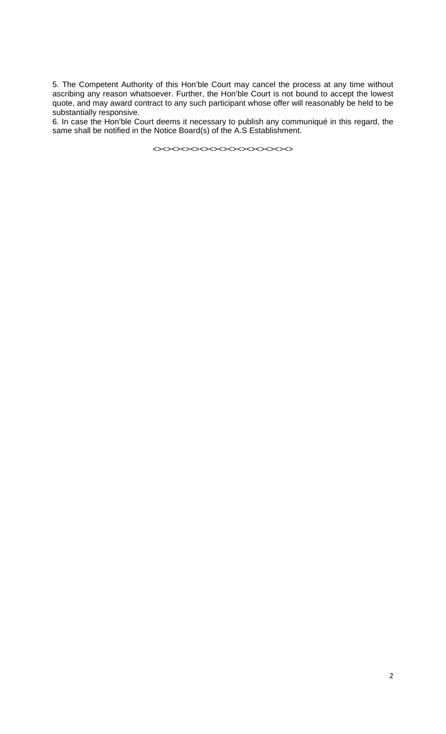5. The Competent Authority of this Hon'ble Court may cancel the process at any time without ascribing any reason whatsoever. Further, the Hon'ble Court is not bound to accept the lowest quote, and may award contract to any such participant whose offer will reasonably be held to be substantially responsive.

6. In case the Hon'ble Court deems it necessary to publish any communiqué in this regard, the same shall be notified in the Notice Board(s) of the A.S Establishment.

<><><><><><><><><><><><><><><><><><><><>